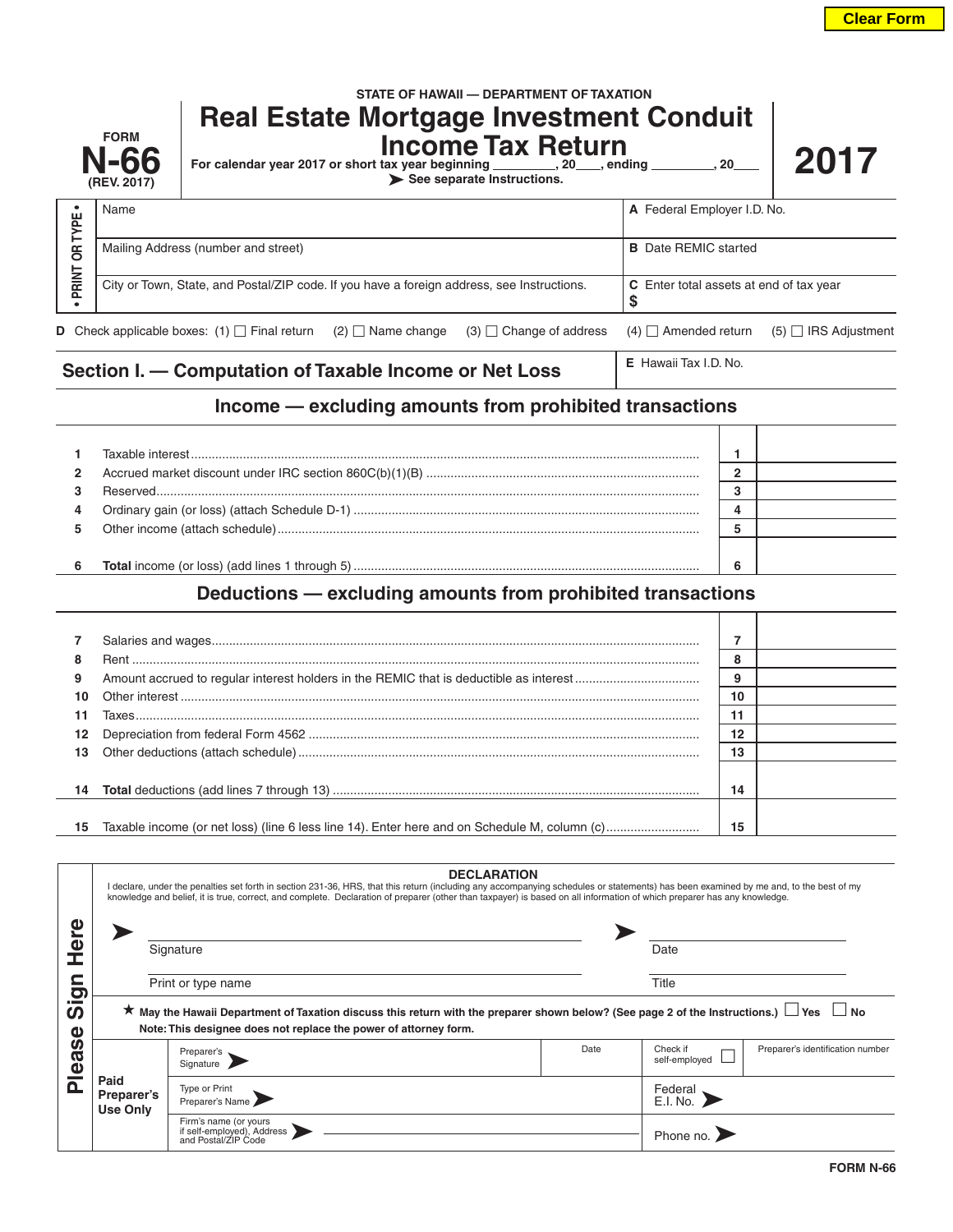Clear Form

STATE OF HAWAII — DEPARTMENT OF TAXATION

FORM **N-66** (REV. 2017)

# Real Estate Mortgage Investment Conduit Income Tax Return

**2017**

For calendar year 2017 or short tax year beginning ________, 20___, ending ________, 20___

➤ See separate Instructions.

• PRINT OR TYPE •

| | |
|---|---|
| Name | **A** Federal Employer I.D. No. |
| Mailing Address (number and street) | **B** Date REMIC started |
| City or Town, State, and Postal/ZIP code. If you have a foreign address, see Instructions. | **C** Enter total assets at end of tax year $ |

**D** Check applicable boxes: (1) ☐ Final return (2) ☐ Name change (3) ☐ Change of address (4) ☐ Amended return (5) ☐ IRS Adjustment

## Section I. — Computation of Taxable Income or Net Loss

**E** Hawaii Tax I.D. No.

### Income — excluding amounts from prohibited transactions

| | | | |
|---|---|---|---|
| 1 | Taxable interest | 1 | |
| 2 | Accrued market discount under IRC section 860C(b)(1)(B) | 2 | |
| 3 | Reserved | 3 | |
| 4 | Ordinary gain (or loss) (attach Schedule D-1) | 4 | |
| 5 | Other income (attach schedule) | 5 | |
| 6 | **Total** income (or loss) (add lines 1 through 5) | 6 | |

### Deductions — excluding amounts from prohibited transactions

| | | | |
|---|---|---|---|
| 7 | Salaries and wages | 7 | |
| 8 | Rent | 8 | |
| 9 | Amount accrued to regular interest holders in the REMIC that is deductible as interest | 9 | |
| 10 | Other interest | 10 | |
| 11 | Taxes | 11 | |
| 12 | Depreciation from federal Form 4562 | 12 | |
| 13 | Other deductions (attach schedule) | 13 | |
| 14 | **Total** deductions (add lines 7 through 13) | 14 | |
| 15 | Taxable income (or net loss) (line 6 less line 14). Enter here and on Schedule M, column (c) | 15 | |

## Please Sign Here

**DECLARATION**

I declare, under the penalties set forth in section 231-36, HRS, that this return (including any accompanying schedules or statements) has been examined by me and, to the best of my knowledge and belief, it is true, correct, and complete. Declaration of preparer (other than taxpayer) is based on all information of which preparer has any knowledge.

➤ Signature ➤ Date

Print or type name Title

★ **May the Hawaii Department of Taxation discuss this return with the preparer shown below? (See page 2 of the Instructions.)** ☐ **Yes** ☐ **No**

**Note: This designee does not replace the power of attorney form.**

**Paid Preparer's Use Only**

| | | | |
|---|---|---|---|
| Preparer's Signature ➤ | Date | Check if self-employed ☐ | Preparer's identification number |
| Type or Print Preparer's Name ➤ | | Federal E.I. No. ➤ | |
| Firm's name (or yours if self-employed), Address and Postal/ZIP Code ➤ | | Phone no. ➤ | |

FORM N-66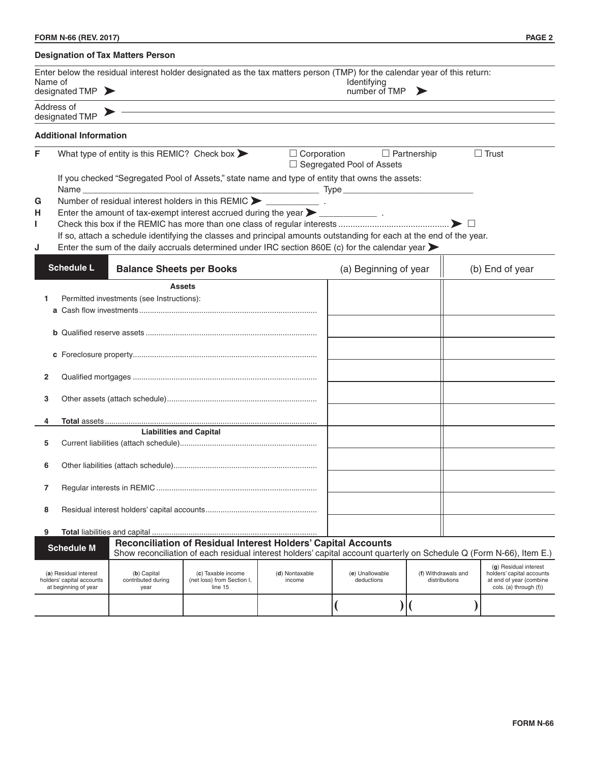## Designation of Tax Matters Person

Enter below the residual interest holder designated as the tax matters person (TMP) for the calendar year of this return:

Name of designated TMP ➤ Identifying number of TMP ➤

Address of designated TMP ➤

## Additional Information

**F** What type of entity is this REMIC? Check box ➤ ☐ Corporation ☐ Partnership ☐ Trust ☐ Segregated Pool of Assets

If you checked "Segregated Pool of Assets," state name and type of entity that owns the assets:
Name ____________________________________________ Type ________________________

**G** Number of residual interest holders in this REMIC ➤ __________ .

**H** Enter the amount of tax-exempt interest accrued during the year ➤ ___________ .

**I** Check this box if the REMIC has more than one class of regular interests ........................................... ➤ ☐

If so, attach a schedule identifying the classes and principal amounts outstanding for each at the end of the year.

**J** Enter the sum of the daily accruals determined under IRC section 860E (c) for the calendar year ➤

### Schedule L Balance Sheets per Books

| | | (a) Beginning of year | (b) End of year |
|---|---|---|---|
| | **Assets** | | |
| 1 | Permitted investments (see Instructions): | | |
| | a Cash flow investments | | |
| | b Qualified reserve assets | | |
| | c Foreclosure property | | |
| 2 | Qualified mortgages | | |
| 3 | Other assets (attach schedule) | | |
| 4 | **Total** assets | | |
| | **Liabilities and Capital** | | |
| 5 | Current liabilities (attach schedule) | | |
| 6 | Other liabilities (attach schedule) | | |
| 7 | Regular interests in REMIC | | |
| 8 | Residual interest holders' capital accounts | | |
| 9 | **Total** liabilities and capital | | |

### Schedule M Reconciliation of Residual Interest Holders' Capital Accounts

Show reconciliation of each residual interest holders' capital account quarterly on Schedule Q (Form N-66), Item E.)

| (a) Residual interest holders' capital accounts at beginning of year | (b) Capital contributed during year | (c) Taxable income (net loss) from Section I, line 15 | (d) Nontaxable income | (e) Unallowable deductions | (f) Withdrawals and distributions | (g) Residual interest holders' capital accounts at end of year (combine cols. (a) through (f)) |
|---|---|---|---|---|---|---|
| | | | | ( ) | ( ) | |